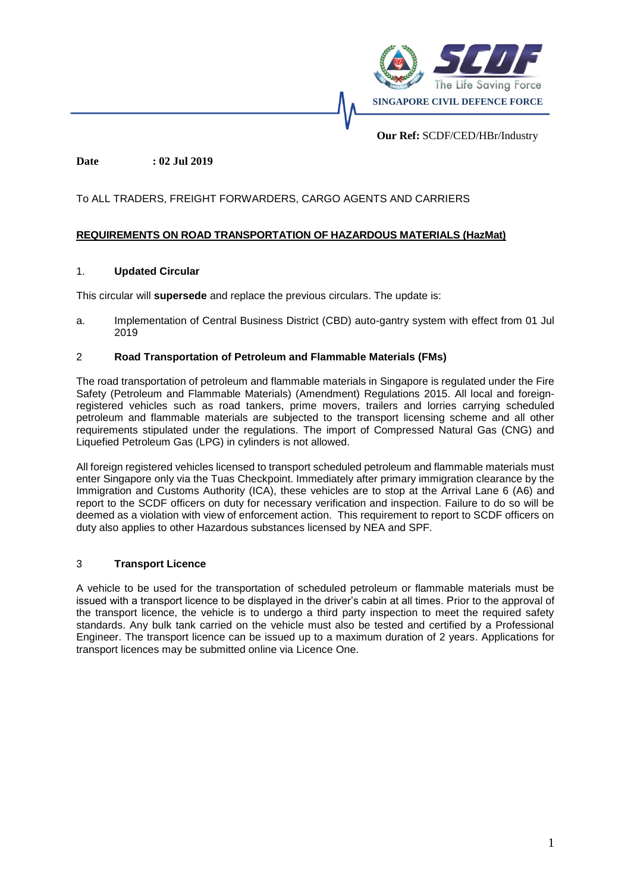SINGAPORE CIVIL DEFENCE FORCE

**Our Ref:** SCDF/CED/HBr/Industry

**Date : 02 Jul 2019**

To ALL TRADERS, FREIGHT FORWARDERS, CARGO AGENTS AND CARRIERS

**REQUIREMENTS ON ROAD TRANSPORTATION OF HAZARDOUS MATERIALS (HazMat)**

## 1. Updated Circular

This circular will **supersede** and replace the previous circulars. The update is:

a. Implementation of Central Business District (CBD) auto-gantry system with effect from 01 Jul 2019

## 2 Road Transportation of Petroleum and Flammable Materials (FMs)

The road transportation of petroleum and flammable materials in Singapore is regulated under the Fire Safety (Petroleum and Flammable Materials) (Amendment) Regulations 2015. All local and foreign-registered vehicles such as road tankers, prime movers, trailers and lorries carrying scheduled petroleum and flammable materials are subjected to the transport licensing scheme and all other requirements stipulated under the regulations. The import of Compressed Natural Gas (CNG) and Liquefied Petroleum Gas (LPG) in cylinders is not allowed.

All foreign registered vehicles licensed to transport scheduled petroleum and flammable materials must enter Singapore only via the Tuas Checkpoint. Immediately after primary immigration clearance by the Immigration and Customs Authority (ICA), these vehicles are to stop at the Arrival Lane 6 (A6) and report to the SCDF officers on duty for necessary verification and inspection. Failure to do so will be deemed as a violation with view of enforcement action. This requirement to report to SCDF officers on duty also applies to other Hazardous substances licensed by NEA and SPF.

## 3 Transport Licence

A vehicle to be used for the transportation of scheduled petroleum or flammable materials must be issued with a transport licence to be displayed in the driver's cabin at all times. Prior to the approval of the transport licence, the vehicle is to undergo a third party inspection to meet the required safety standards. Any bulk tank carried on the vehicle must also be tested and certified by a Professional Engineer. The transport licence can be issued up to a maximum duration of 2 years. Applications for transport licences may be submitted online via Licence One.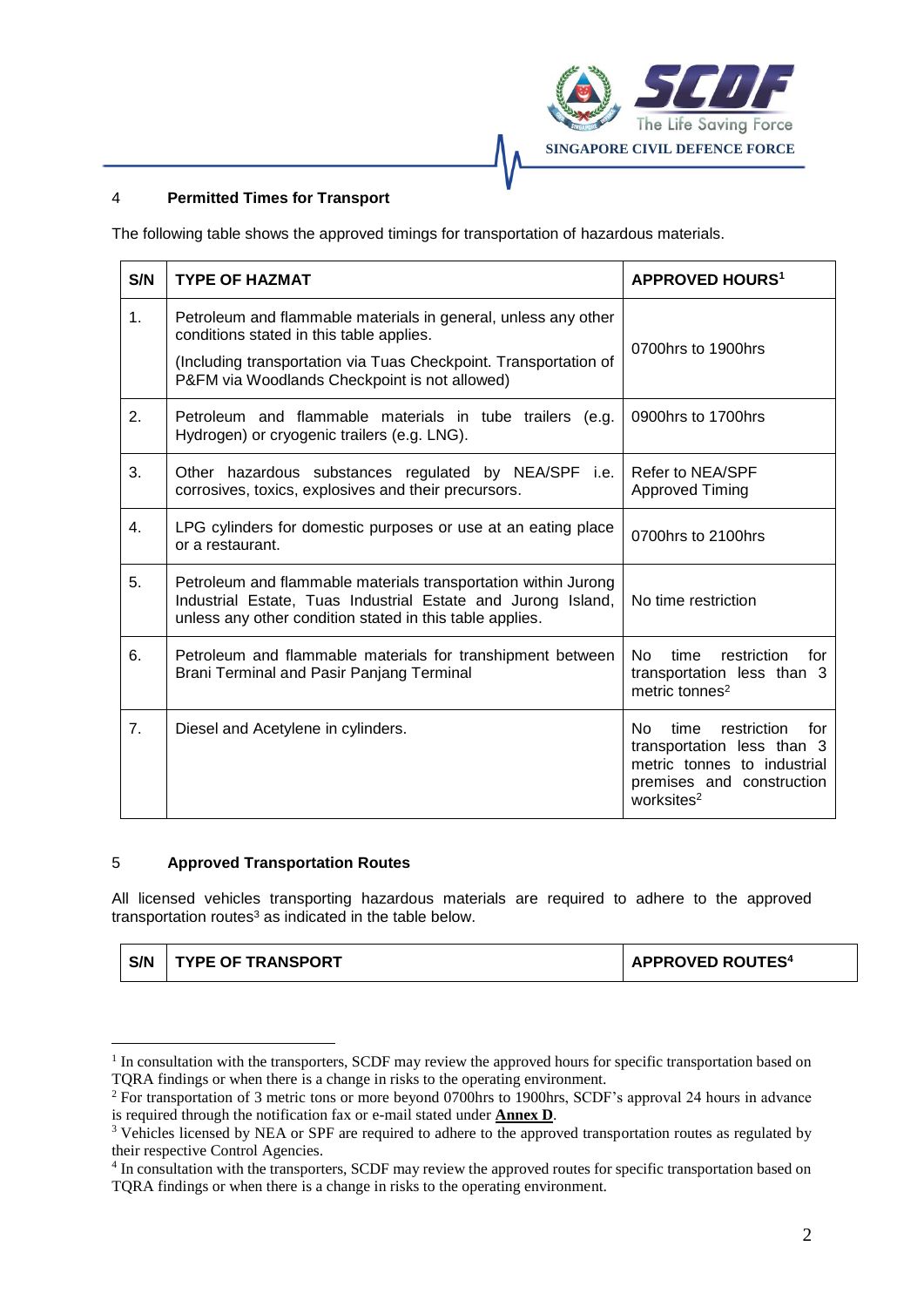## 4 Permitted Times for Transport

The following table shows the approved timings for transportation of hazardous materials.

| S/N | TYPE OF HAZMAT | APPROVED HOURS[1] |
|---|---|---|
| 1. | Petroleum and flammable materials in general, unless any other conditions stated in this table applies.<br><br>(Including transportation via Tuas Checkpoint. Transportation of P&FM via Woodlands Checkpoint is not allowed) | 0700hrs to 1900hrs |
| 2. | Petroleum and flammable materials in tube trailers (e.g. Hydrogen) or cryogenic trailers (e.g. LNG). | 0900hrs to 1700hrs |
| 3. | Other hazardous substances regulated by NEA/SPF i.e. corrosives, toxics, explosives and their precursors. | Refer to NEA/SPF Approved Timing |
| 4. | LPG cylinders for domestic purposes or use at an eating place or a restaurant. | 0700hrs to 2100hrs |
| 5. | Petroleum and flammable materials transportation within Jurong Industrial Estate, Tuas Industrial Estate and Jurong Island, unless any other condition stated in this table applies. | No time restriction |
| 6. | Petroleum and flammable materials for transhipment between Brani Terminal and Pasir Panjang Terminal | No time restriction for transportation less than 3 metric tonnes[2] |
| 7. | Diesel and Acetylene in cylinders. | No time restriction for transportation less than 3 metric tonnes to industrial premises and construction worksites[2] |

## 5 Approved Transportation Routes

All licensed vehicles transporting hazardous materials are required to adhere to the approved transportation routes[3] as indicated in the table below.

| S/N | TYPE OF TRANSPORT | APPROVED ROUTES[4] |
|---|---|---|

---

[1] In consultation with the transporters, SCDF may review the approved hours for specific transportation based on TQRA findings or when there is a change in risks to the operating environment.

[2] For transportation of 3 metric tons or more beyond 0700hrs to 1900hrs, SCDF's approval 24 hours in advance is required through the notification fax or e-mail stated under **Annex D**.

[3] Vehicles licensed by NEA or SPF are required to adhere to the approved transportation routes as regulated by their respective Control Agencies.

[4] In consultation with the transporters, SCDF may review the approved routes for specific transportation based on TQRA findings or when there is a change in risks to the operating environment.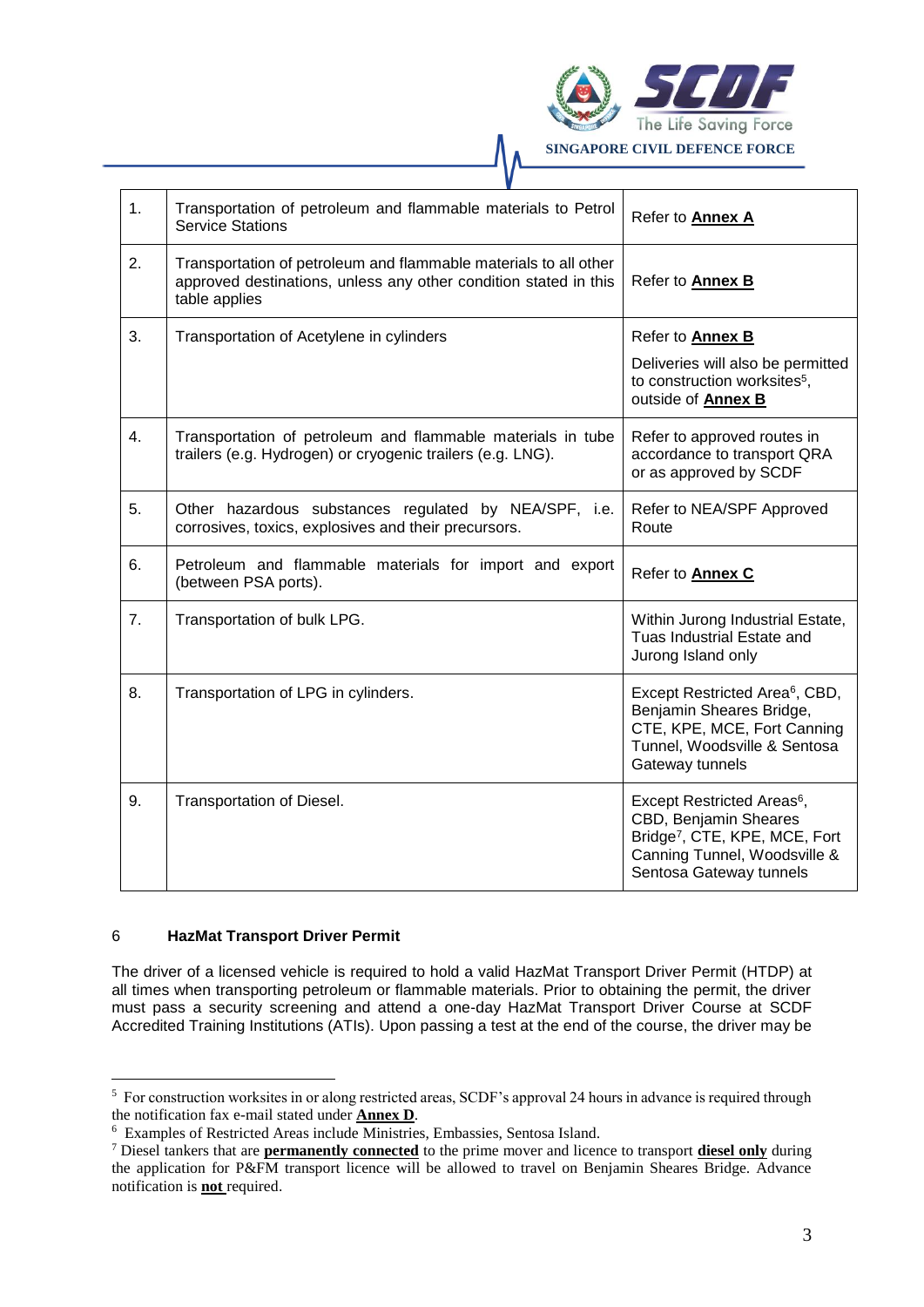| | | |
|---|---|---|
| 1. | Transportation of petroleum and flammable materials to Petrol Service Stations | Refer to **Annex A** |
| 2. | Transportation of petroleum and flammable materials to all other approved destinations, unless any other condition stated in this table applies | Refer to **Annex B** |
| 3. | Transportation of Acetylene in cylinders | Refer to **Annex B**<br><br>Deliveries will also be permitted to construction worksites[5], outside of **Annex B** |
| 4. | Transportation of petroleum and flammable materials in tube trailers (e.g. Hydrogen) or cryogenic trailers (e.g. LNG). | Refer to approved routes in accordance to transport QRA or as approved by SCDF |
| 5. | Other hazardous substances regulated by NEA/SPF, i.e. corrosives, toxics, explosives and their precursors. | Refer to NEA/SPF Approved Route |
| 6. | Petroleum and flammable materials for import and export (between PSA ports). | Refer to **Annex C** |
| 7. | Transportation of bulk LPG. | Within Jurong Industrial Estate, Tuas Industrial Estate and Jurong Island only |
| 8. | Transportation of LPG in cylinders. | Except Restricted Area[6], CBD, Benjamin Sheares Bridge, CTE, KPE, MCE, Fort Canning Tunnel, Woodsville & Sentosa Gateway tunnels |
| 9. | Transportation of Diesel. | Except Restricted Areas[6], CBD, Benjamin Sheares Bridge[7], CTE, KPE, MCE, Fort Canning Tunnel, Woodsville & Sentosa Gateway tunnels |

## 6 HazMat Transport Driver Permit

The driver of a licensed vehicle is required to hold a valid HazMat Transport Driver Permit (HTDP) at all times when transporting petroleum or flammable materials. Prior to obtaining the permit, the driver must pass a security screening and attend a one-day HazMat Transport Driver Course at SCDF Accredited Training Institutions (ATIs). Upon passing a test at the end of the course, the driver may be

---

[5] For construction worksites in or along restricted areas, SCDF's approval 24 hours in advance is required through the notification fax e-mail stated under **Annex D**.

[6] Examples of Restricted Areas include Ministries, Embassies, Sentosa Island.

[7] Diesel tankers that are **permanently connected** to the prime mover and licence to transport **diesel only** during the application for P&FM transport licence will be allowed to travel on Benjamin Sheares Bridge. Advance notification is **not** required.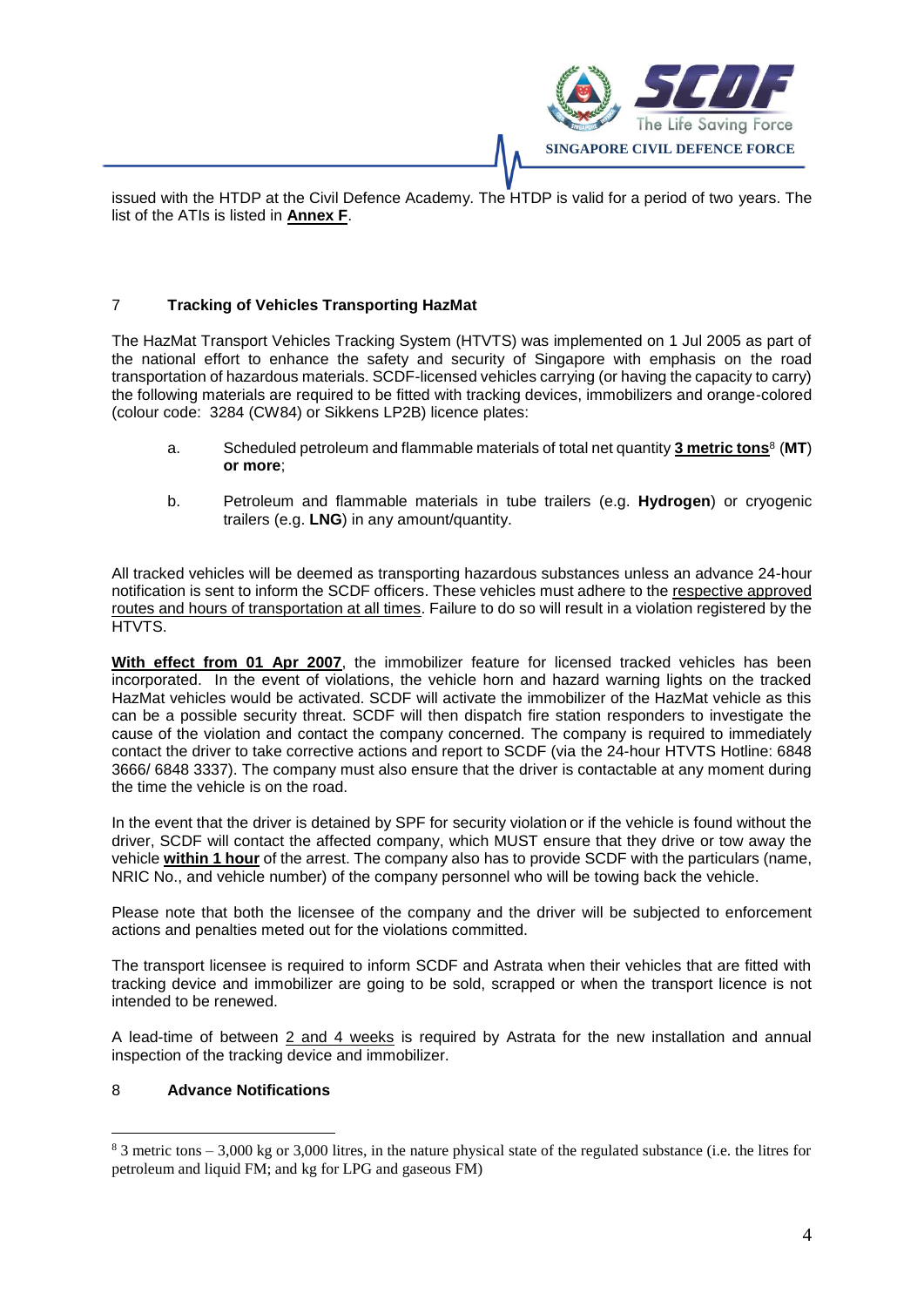issued with the HTDP at the Civil Defence Academy. The HTDP is valid for a period of two years. The list of the ATIs is listed in **Annex F**.

## 7 Tracking of Vehicles Transporting HazMat

The HazMat Transport Vehicles Tracking System (HTVTS) was implemented on 1 Jul 2005 as part of the national effort to enhance the safety and security of Singapore with emphasis on the road transportation of hazardous materials. SCDF-licensed vehicles carrying (or having the capacity to carry) the following materials are required to be fitted with tracking devices, immobilizers and orange-colored (colour code: 3284 (CW84) or Sikkens LP2B) licence plates:

a. Scheduled petroleum and flammable materials of total net quantity **3 metric tons**[8] (**MT**) **or more**;

b. Petroleum and flammable materials in tube trailers (e.g. **Hydrogen**) or cryogenic trailers (e.g. **LNG**) in any amount/quantity.

All tracked vehicles will be deemed as transporting hazardous substances unless an advance 24-hour notification is sent to inform the SCDF officers. These vehicles must adhere to the respective approved routes and hours of transportation at all times. Failure to do so will result in a violation registered by the HTVTS.

**With effect from 01 Apr 2007**, the immobilizer feature for licensed tracked vehicles has been incorporated. In the event of violations, the vehicle horn and hazard warning lights on the tracked HazMat vehicles would be activated. SCDF will activate the immobilizer of the HazMat vehicle as this can be a possible security threat. SCDF will then dispatch fire station responders to investigate the cause of the violation and contact the company concerned. The company is required to immediately contact the driver to take corrective actions and report to SCDF (via the 24-hour HTVTS Hotline: 6848 3666/ 6848 3337). The company must also ensure that the driver is contactable at any moment during the time the vehicle is on the road.

In the event that the driver is detained by SPF for security violation or if the vehicle is found without the driver, SCDF will contact the affected company, which MUST ensure that they drive or tow away the vehicle **within 1 hour** of the arrest. The company also has to provide SCDF with the particulars (name, NRIC No., and vehicle number) of the company personnel who will be towing back the vehicle.

Please note that both the licensee of the company and the driver will be subjected to enforcement actions and penalties meted out for the violations committed.

The transport licensee is required to inform SCDF and Astrata when their vehicles that are fitted with tracking device and immobilizer are going to be sold, scrapped or when the transport licence is not intended to be renewed.

A lead-time of between 2 and 4 weeks is required by Astrata for the new installation and annual inspection of the tracking device and immobilizer.

## 8 Advance Notifications

[8] 3 metric tons – 3,000 kg or 3,000 litres, in the nature physical state of the regulated substance (i.e. the litres for petroleum and liquid FM; and kg for LPG and gaseous FM)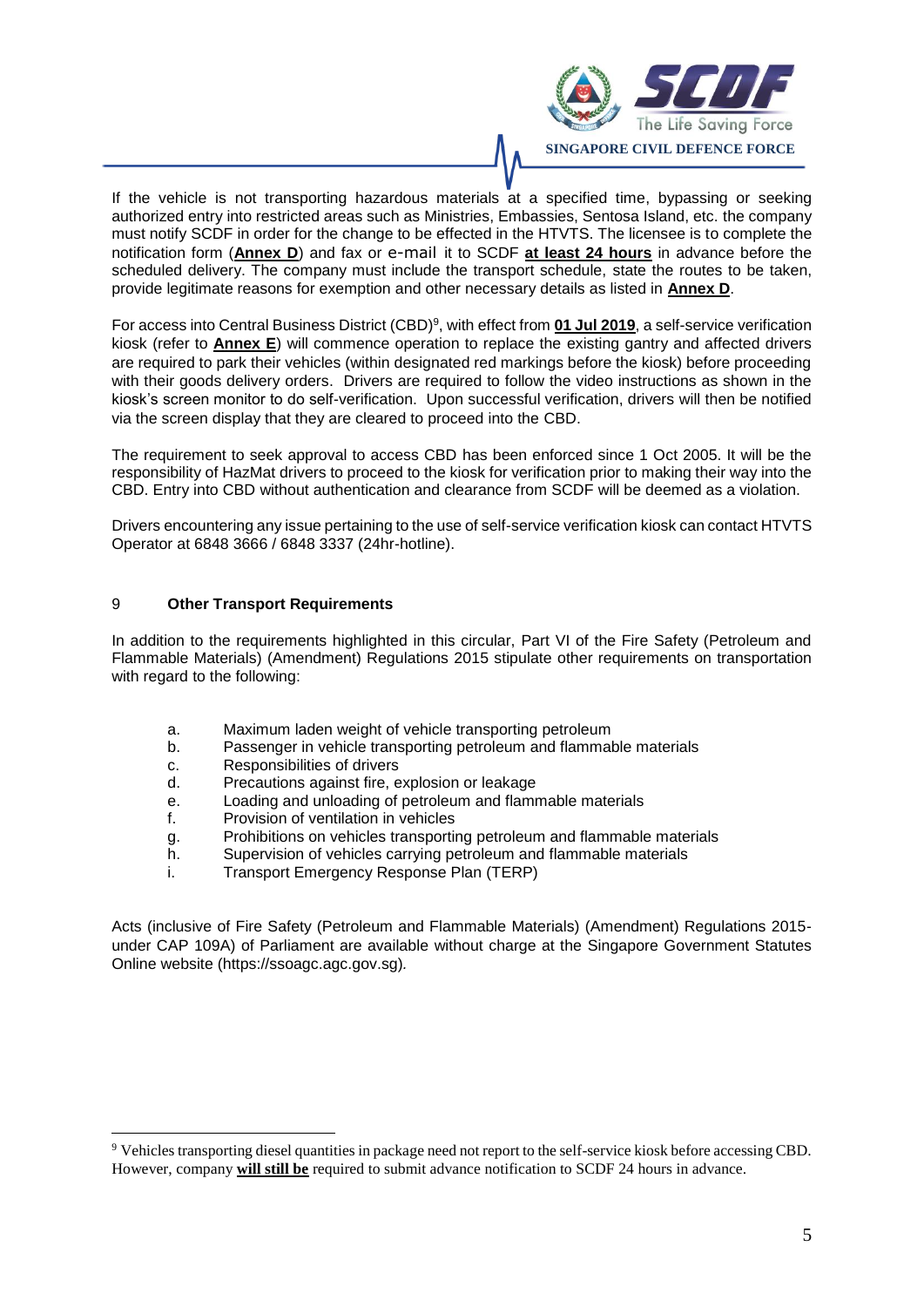If the vehicle is not transporting hazardous materials at a specified time, bypassing or seeking authorized entry into restricted areas such as Ministries, Embassies, Sentosa Island, etc. the company must notify SCDF in order for the change to be effected in the HTVTS. The licensee is to complete the notification form (**Annex D**) and fax or e-mail it to SCDF **at least 24 hours** in advance before the scheduled delivery. The company must include the transport schedule, state the routes to be taken, provide legitimate reasons for exemption and other necessary details as listed in **Annex D**.

For access into Central Business District (CBD)[9], with effect from **01 Jul 2019**, a self-service verification kiosk (refer to **Annex E**) will commence operation to replace the existing gantry and affected drivers are required to park their vehicles (within designated red markings before the kiosk) before proceeding with their goods delivery orders. Drivers are required to follow the video instructions as shown in the kiosk's screen monitor to do self-verification. Upon successful verification, drivers will then be notified via the screen display that they are cleared to proceed into the CBD.

The requirement to seek approval to access CBD has been enforced since 1 Oct 2005. It will be the responsibility of HazMat drivers to proceed to the kiosk for verification prior to making their way into the CBD. Entry into CBD without authentication and clearance from SCDF will be deemed as a violation.

Drivers encountering any issue pertaining to the use of self-service verification kiosk can contact HTVTS Operator at 6848 3666 / 6848 3337 (24hr-hotline).

## 9 Other Transport Requirements

In addition to the requirements highlighted in this circular, Part VI of the Fire Safety (Petroleum and Flammable Materials) (Amendment) Regulations 2015 stipulate other requirements on transportation with regard to the following:

a. Maximum laden weight of vehicle transporting petroleum
b. Passenger in vehicle transporting petroleum and flammable materials
c. Responsibilities of drivers
d. Precautions against fire, explosion or leakage
e. Loading and unloading of petroleum and flammable materials
f. Provision of ventilation in vehicles
g. Prohibitions on vehicles transporting petroleum and flammable materials
h. Supervision of vehicles carrying petroleum and flammable materials
i. Transport Emergency Response Plan (TERP)

Acts (inclusive of Fire Safety (Petroleum and Flammable Materials) (Amendment) Regulations 2015-under CAP 109A) of Parliament are available without charge at the Singapore Government Statutes Online website (https://ssoagc.agc.gov.sg).

---

[9] Vehicles transporting diesel quantities in package need not report to the self-service kiosk before accessing CBD. However, company **will still be** required to submit advance notification to SCDF 24 hours in advance.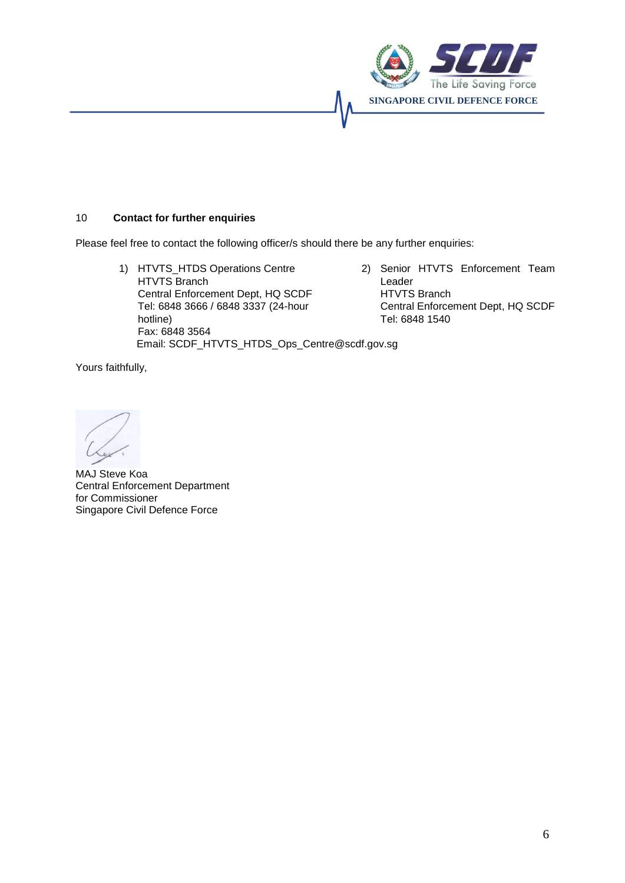## 10 Contact for further enquiries

Please feel free to contact the following officer/s should there be any further enquiries:

1) HTVTS_HTDS Operations Centre
   HTVTS Branch
   Central Enforcement Dept, HQ SCDF
   Tel: 6848 3666 / 6848 3337 (24-hour hotline)
   Fax: 6848 3564
   Email: SCDF_HTVTS_HTDS_Ops_Centre@scdf.gov.sg

2) Senior HTVTS Enforcement Team Leader
   HTVTS Branch
   Central Enforcement Dept, HQ SCDF
   Tel: 6848 1540

Yours faithfully,

MAJ Steve Koa
Central Enforcement Department
for Commissioner
Singapore Civil Defence Force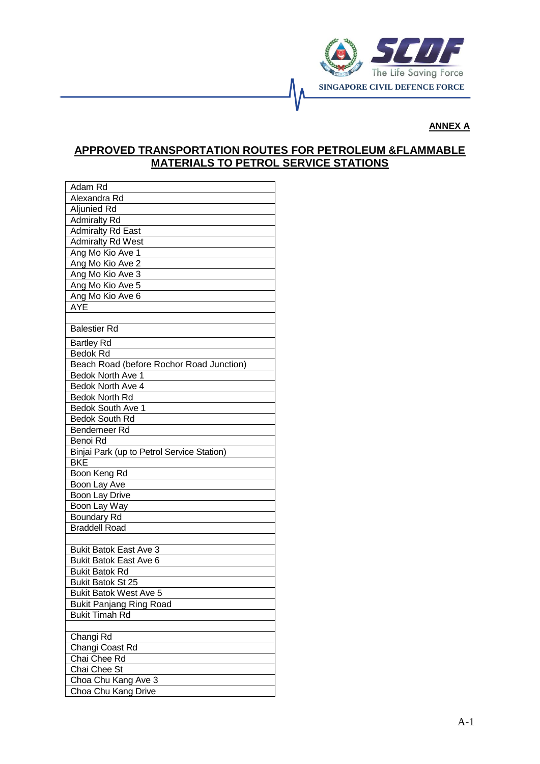**ANNEX A**

## APPROVED TRANSPORTATION ROUTES FOR PETROLEUM &FLAMMABLE MATERIALS TO PETROL SERVICE STATIONS

| |
|---|
| Adam Rd |
| Alexandra Rd |
| Aljunied Rd |
| Admiralty Rd |
| Admiralty Rd East |
| Admiralty Rd West |
| Ang Mo Kio Ave 1 |
| Ang Mo Kio Ave 2 |
| Ang Mo Kio Ave 3 |
| Ang Mo Kio Ave 5 |
| Ang Mo Kio Ave 6 |
| AYE |
| |
| Balestier Rd |
| Bartley Rd |
| Bedok Rd |
| Beach Road (before Rochor Road Junction) |
| Bedok North Ave 1 |
| Bedok North Ave 4 |
| Bedok North Rd |
| Bedok South Ave 1 |
| Bedok South Rd |
| Bendemeer Rd |
| Benoi Rd |
| Binjai Park (up to Petrol Service Station) |
| BKE |
| Boon Keng Rd |
| Boon Lay Ave |
| Boon Lay Drive |
| Boon Lay Way |
| Boundary Rd |
| Braddell Road |
| |
| Bukit Batok East Ave 3 |
| Bukit Batok East Ave 6 |
| Bukit Batok Rd |
| Bukit Batok St 25 |
| Bukit Batok West Ave 5 |
| Bukit Panjang Ring Road |
| Bukit Timah Rd |
| |
| Changi Rd |
| Changi Coast Rd |
| Chai Chee Rd |
| Chai Chee St |
| Choa Chu Kang Ave 3 |
| Choa Chu Kang Drive |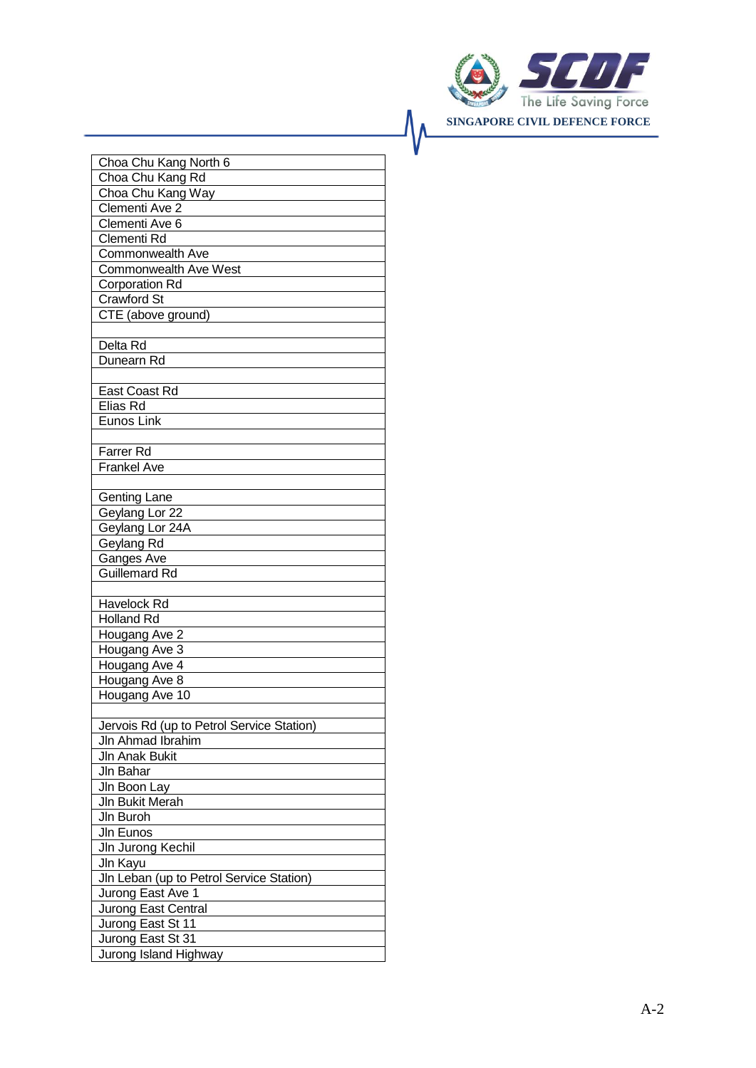| Choa Chu Kang North 6 |
|---|
| Choa Chu Kang Rd |
| Choa Chu Kang Way |
| Clementi Ave 2 |
| Clementi Ave 6 |
| Clementi Rd |
| Commonwealth Ave |
| Commonwealth Ave West |
| Corporation Rd |
| Crawford St |
| CTE (above ground) |
| |
| Delta Rd |
| Dunearn Rd |
| |
| East Coast Rd |
| Elias Rd |
| Eunos Link |
| |
| Farrer Rd |
| Frankel Ave |
| |
| Genting Lane |
| Geylang Lor 22 |
| Geylang Lor 24A |
| Geylang Rd |
| Ganges Ave |
| Guillemard Rd |
| |
| Havelock Rd |
| Holland Rd |
| Hougang Ave 2 |
| Hougang Ave 3 |
| Hougang Ave 4 |
| Hougang Ave 8 |
| Hougang Ave 10 |
| |
| Jervois Rd (up to Petrol Service Station) |
| Jln Ahmad Ibrahim |
| Jln Anak Bukit |
| Jln Bahar |
| Jln Boon Lay |
| Jln Bukit Merah |
| Jln Buroh |
| Jln Eunos |
| Jln Jurong Kechil |
| Jln Kayu |
| Jln Leban (up to Petrol Service Station) |
| Jurong East Ave 1 |
| Jurong East Central |
| Jurong East St 11 |
| Jurong East St 31 |
| Jurong Island Highway |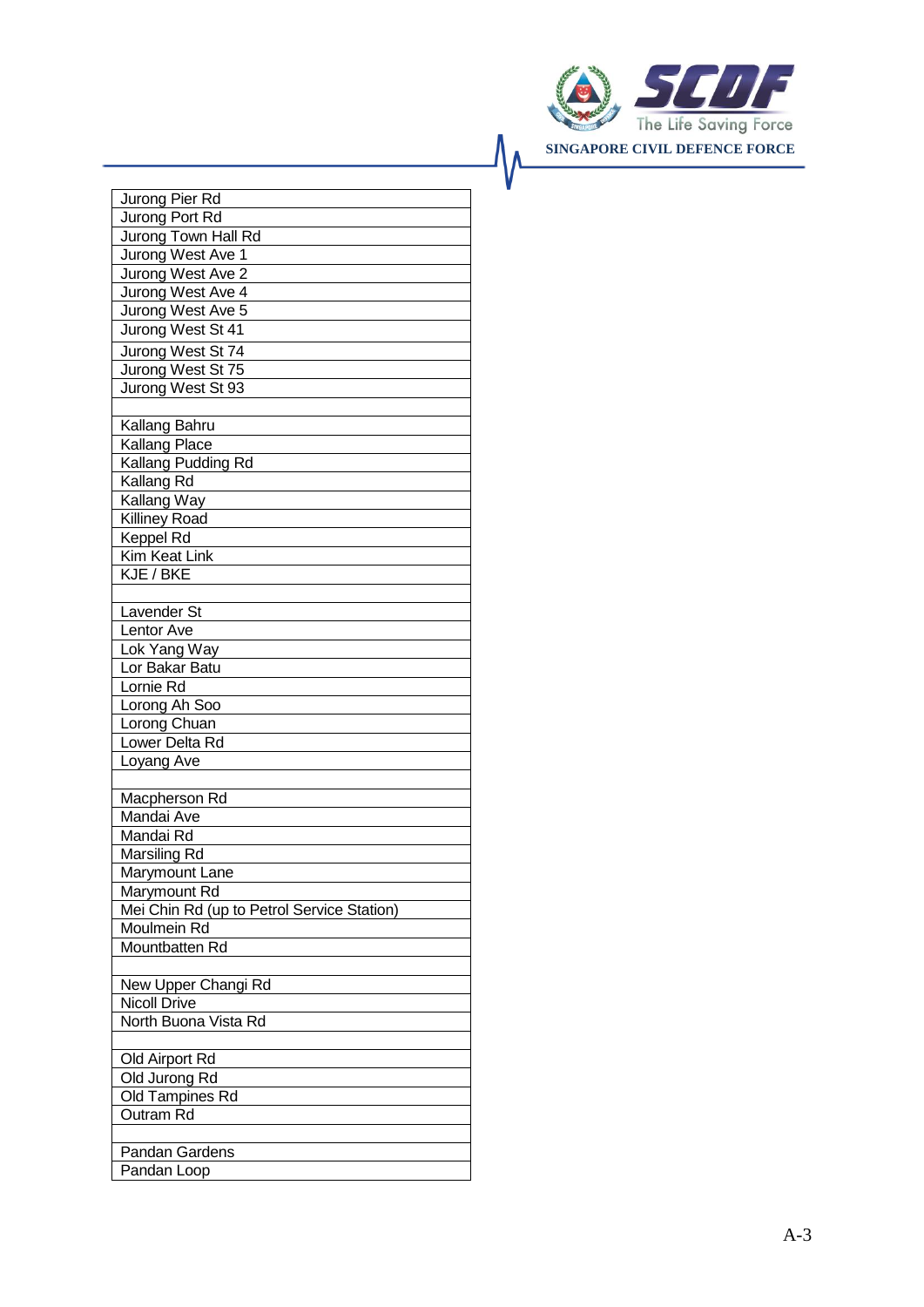| Jurong Pier Rd |
|---|
| Jurong Port Rd |
| Jurong Town Hall Rd |
| Jurong West Ave 1 |
| Jurong West Ave 2 |
| Jurong West Ave 4 |
| Jurong West Ave 5 |
| Jurong West St 41 |
| Jurong West St 74 |
| Jurong West St 75 |
| Jurong West St 93 |
| |
| Kallang Bahru |
| Kallang Place |
| Kallang Pudding Rd |
| Kallang Rd |
| Kallang Way |
| Killiney Road |
| Keppel Rd |
| Kim Keat Link |
| KJE / BKE |
| |
| Lavender St |
| Lentor Ave |
| Lok Yang Way |
| Lor Bakar Batu |
| Lornie Rd |
| Lorong Ah Soo |
| Lorong Chuan |
| Lower Delta Rd |
| Loyang Ave |
| |
| Macpherson Rd |
| Mandai Ave |
| Mandai Rd |
| Marsiling Rd |
| Marymount Lane |
| Marymount Rd |
| Mei Chin Rd (up to Petrol Service Station) |
| Moulmein Rd |
| Mountbatten Rd |
| |
| New Upper Changi Rd |
| Nicoll Drive |
| North Buona Vista Rd |
| |
| Old Airport Rd |
| Old Jurong Rd |
| Old Tampines Rd |
| Outram Rd |
| |
| Pandan Gardens |
| Pandan Loop |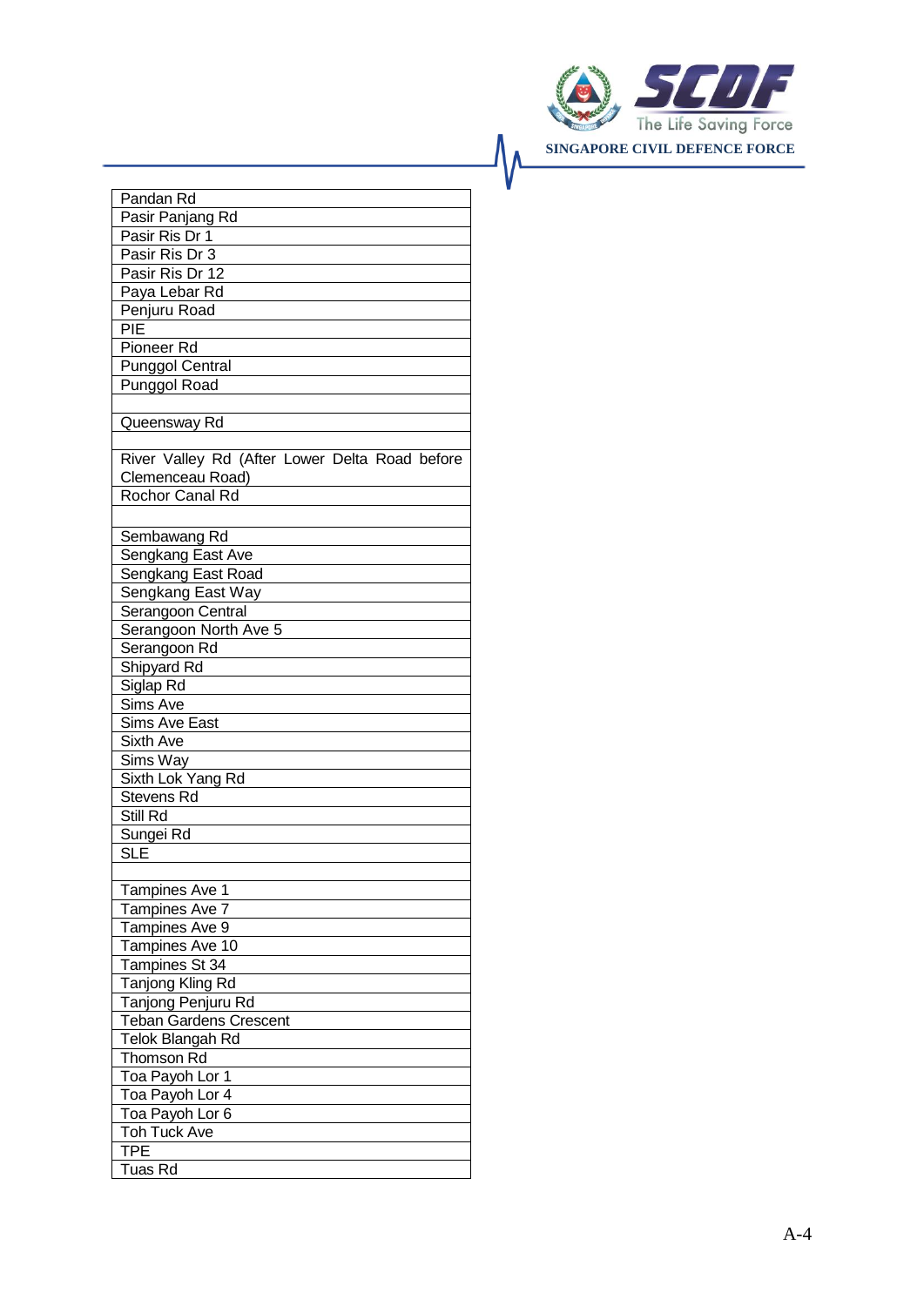| Pandan Rd |
|---|
| Pasir Panjang Rd |
| Pasir Ris Dr 1 |
| Pasir Ris Dr 3 |
| Pasir Ris Dr 12 |
| Paya Lebar Rd |
| Penjuru Road |
| PIE |
| Pioneer Rd |
| Punggol Central |
| Punggol Road |
| |
| Queensway Rd |
| |
| River Valley Rd (After Lower Delta Road before Clemenceau Road) |
| Rochor Canal Rd |
| |
| Sembawang Rd |
| Sengkang East Ave |
| Sengkang East Road |
| Sengkang East Way |
| Serangoon Central |
| Serangoon North Ave 5 |
| Serangoon Rd |
| Shipyard Rd |
| Siglap Rd |
| Sims Ave |
| Sims Ave East |
| Sixth Ave |
| Sims Way |
| Sixth Lok Yang Rd |
| Stevens Rd |
| Still Rd |
| Sungei Rd |
| SLE |
| |
| Tampines Ave 1 |
| Tampines Ave 7 |
| Tampines Ave 9 |
| Tampines Ave 10 |
| Tampines St 34 |
| Tanjong Kling Rd |
| Tanjong Penjuru Rd |
| Teban Gardens Crescent |
| Telok Blangah Rd |
| Thomson Rd |
| Toa Payoh Lor 1 |
| Toa Payoh Lor 4 |
| Toa Payoh Lor 6 |
| Toh Tuck Ave |
| TPE |
| Tuas Rd |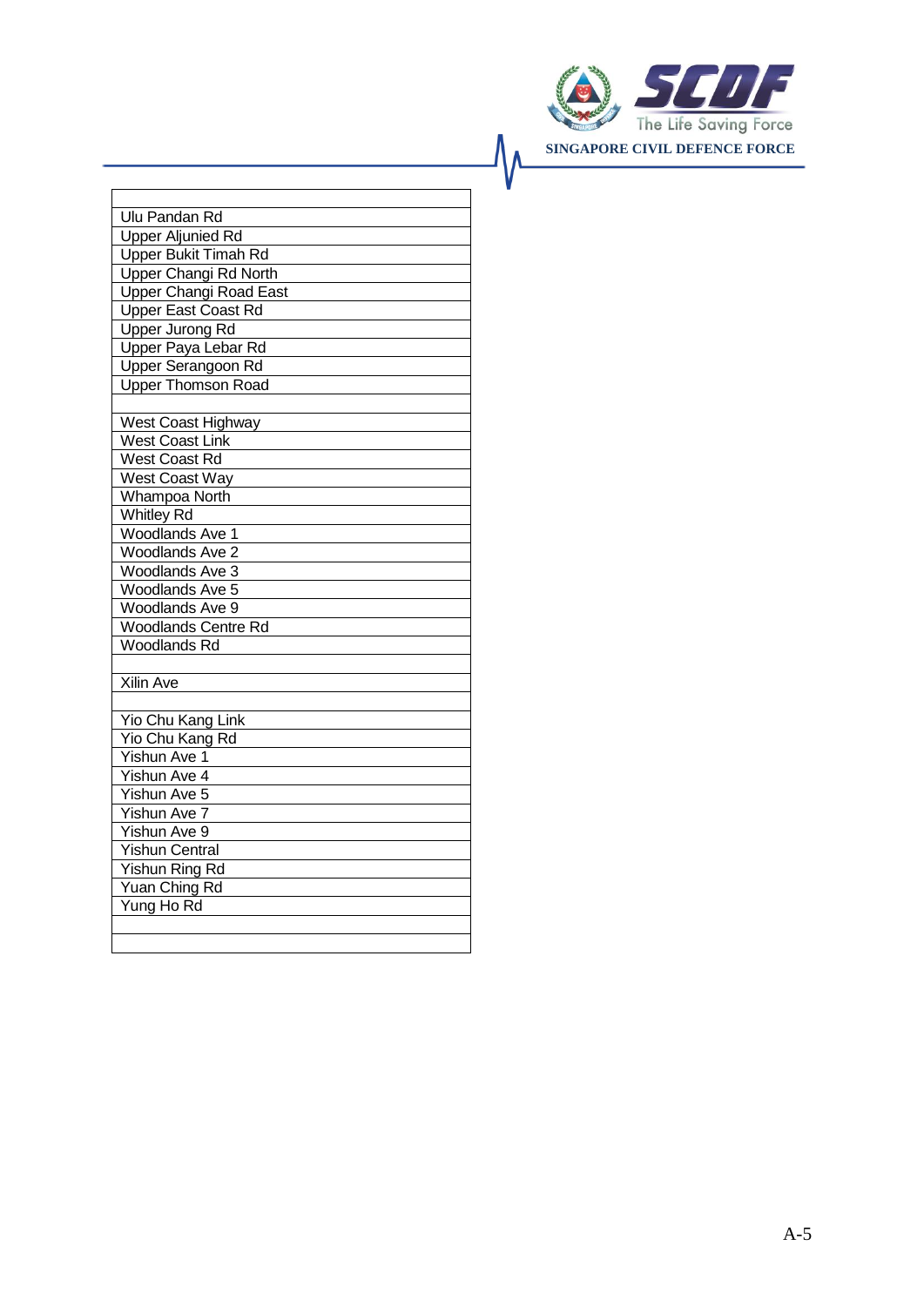| |
|---|
| Ulu Pandan Rd |
| Upper Aljunied Rd |
| Upper Bukit Timah Rd |
| Upper Changi Rd North |
| Upper Changi Road East |
| Upper East Coast Rd |
| Upper Jurong Rd |
| Upper Paya Lebar Rd |
| Upper Serangoon Rd |
| Upper Thomson Road |
| |
| West Coast Highway |
| West Coast Link |
| West Coast Rd |
| West Coast Way |
| Whampoa North |
| Whitley Rd |
| Woodlands Ave 1 |
| Woodlands Ave 2 |
| Woodlands Ave 3 |
| Woodlands Ave 5 |
| Woodlands Ave 9 |
| Woodlands Centre Rd |
| Woodlands Rd |
| |
| Xilin Ave |
| |
| Yio Chu Kang Link |
| Yio Chu Kang Rd |
| Yishun Ave 1 |
| Yishun Ave 4 |
| Yishun Ave 5 |
| Yishun Ave 7 |
| Yishun Ave 9 |
| Yishun Central |
| Yishun Ring Rd |
| Yuan Ching Rd |
| Yung Ho Rd |
| |
| |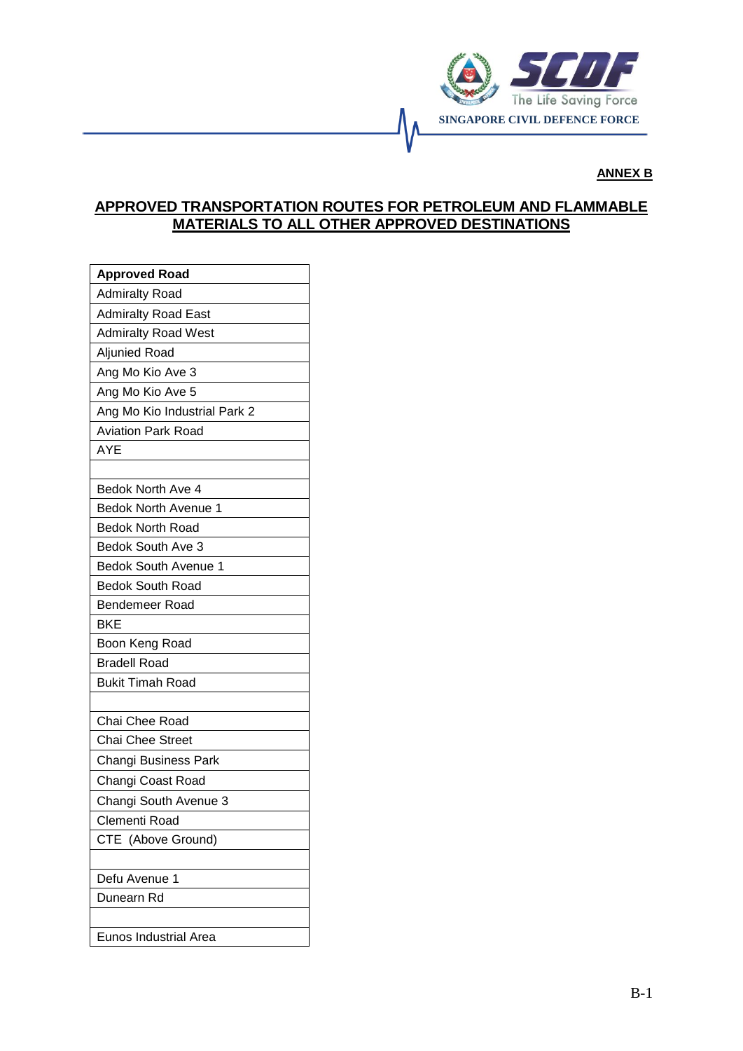**ANNEX B**

## APPROVED TRANSPORTATION ROUTES FOR PETROLEUM AND FLAMMABLE MATERIALS TO ALL OTHER APPROVED DESTINATIONS

| Approved Road |
|---|
| Admiralty Road |
| Admiralty Road East |
| Admiralty Road West |
| Aljunied Road |
| Ang Mo Kio Ave 3 |
| Ang Mo Kio Ave 5 |
| Ang Mo Kio Industrial Park 2 |
| Aviation Park Road |
| AYE |
| |
| Bedok North Ave 4 |
| Bedok North Avenue 1 |
| Bedok North Road |
| Bedok South Ave 3 |
| Bedok South Avenue 1 |
| Bedok South Road |
| Bendemeer Road |
| BKE |
| Boon Keng Road |
| Bradell Road |
| Bukit Timah Road |
| |
| Chai Chee Road |
| Chai Chee Street |
| Changi Business Park |
| Changi Coast Road |
| Changi South Avenue 3 |
| Clementi Road |
| CTE (Above Ground) |
| |
| Defu Avenue 1 |
| Dunearn Rd |
| |
| Eunos Industrial Area |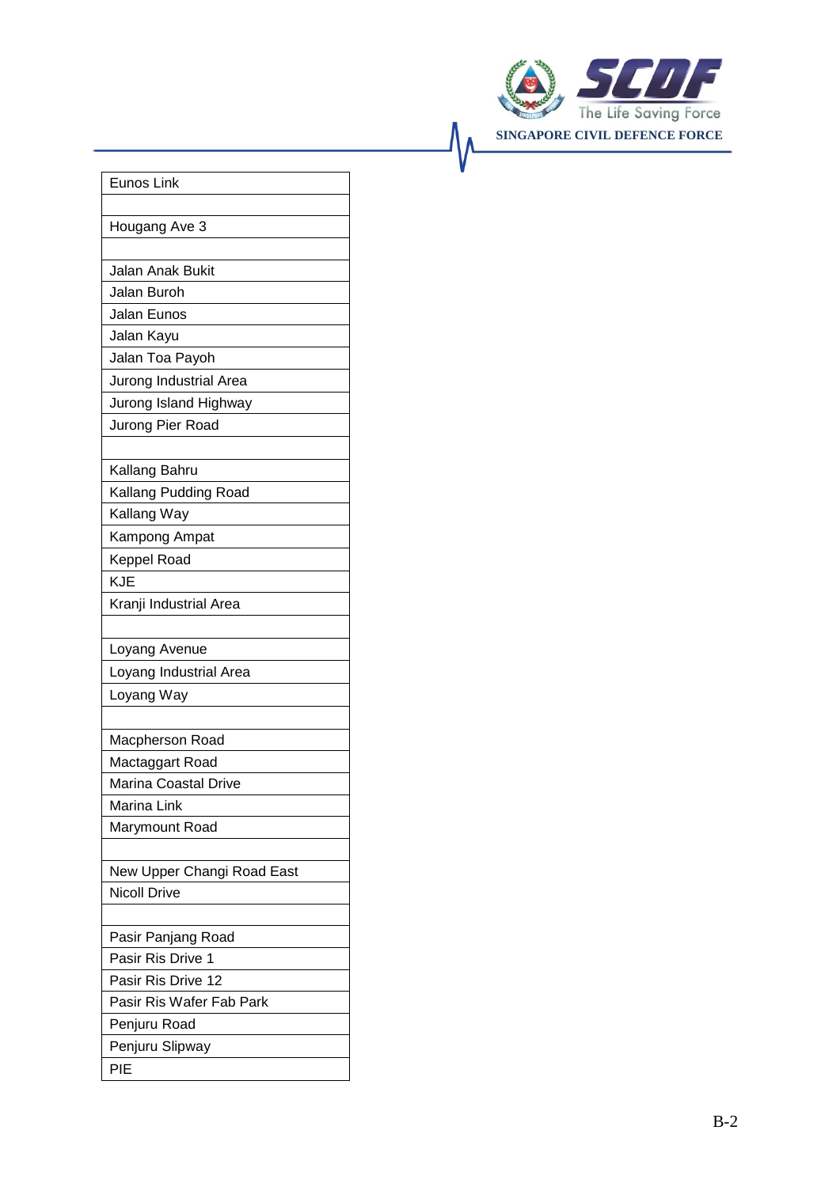| Eunos Link |
|---|
| |
| Hougang Ave 3 |
| |
| Jalan Anak Bukit |
| Jalan Buroh |
| Jalan Eunos |
| Jalan Kayu |
| Jalan Toa Payoh |
| Jurong Industrial Area |
| Jurong Island Highway |
| Jurong Pier Road |
| |
| Kallang Bahru |
| Kallang Pudding Road |
| Kallang Way |
| Kampong Ampat |
| Keppel Road |
| KJE |
| Kranji Industrial Area |
| |
| Loyang Avenue |
| Loyang Industrial Area |
| Loyang Way |
| |
| Macpherson Road |
| Mactaggart Road |
| Marina Coastal Drive |
| Marina Link |
| Marymount Road |
| |
| New Upper Changi Road East |
| Nicoll Drive |
| |
| Pasir Panjang Road |
| Pasir Ris Drive 1 |
| Pasir Ris Drive 12 |
| Pasir Ris Wafer Fab Park |
| Penjuru Road |
| Penjuru Slipway |
| PIE |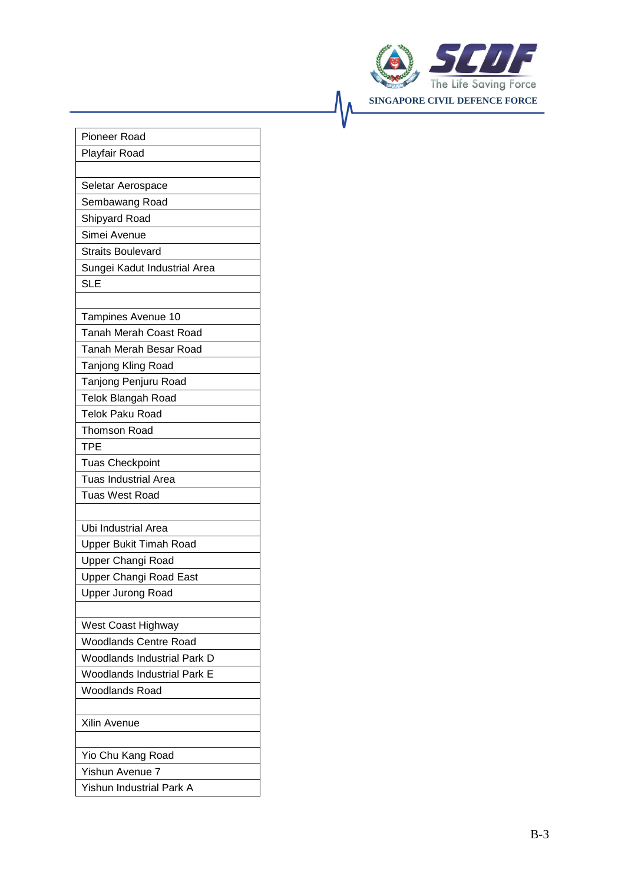| Pioneer Road |
| --- |
| Playfair Road |
| |
| Seletar Aerospace |
| Sembawang Road |
| Shipyard Road |
| Simei Avenue |
| Straits Boulevard |
| Sungei Kadut Industrial Area |
| SLE |
| |
| Tampines Avenue 10 |
| Tanah Merah Coast Road |
| Tanah Merah Besar Road |
| Tanjong Kling Road |
| Tanjong Penjuru Road |
| Telok Blangah Road |
| Telok Paku Road |
| Thomson Road |
| TPE |
| Tuas Checkpoint |
| Tuas Industrial Area |
| Tuas West Road |
| |
| Ubi Industrial Area |
| Upper Bukit Timah Road |
| Upper Changi Road |
| Upper Changi Road East |
| Upper Jurong Road |
| |
| West Coast Highway |
| Woodlands Centre Road |
| Woodlands Industrial Park D |
| Woodlands Industrial Park E |
| Woodlands Road |
| |
| Xilin Avenue |
| |
| Yio Chu Kang Road |
| Yishun Avenue 7 |
| Yishun Industrial Park A |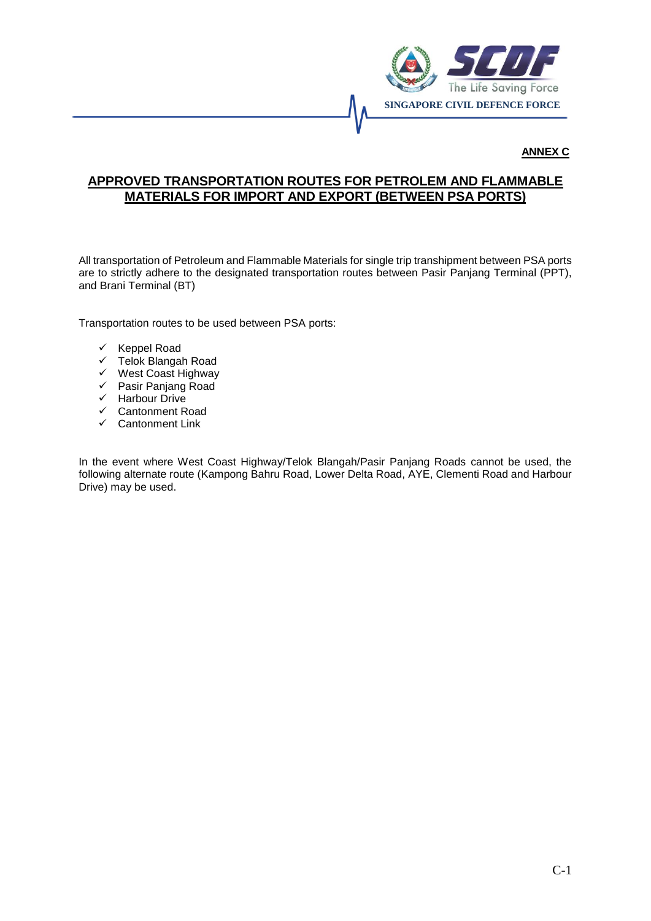**ANNEX C**

## APPROVED TRANSPORTATION ROUTES FOR PETROLEM AND FLAMMABLE MATERIALS FOR IMPORT AND EXPORT (BETWEEN PSA PORTS)

All transportation of Petroleum and Flammable Materials for single trip transhipment between PSA ports are to strictly adhere to the designated transportation routes between Pasir Panjang Terminal (PPT), and Brani Terminal (BT)

Transportation routes to be used between PSA ports:

- ✓ Keppel Road
- ✓ Telok Blangah Road
- ✓ West Coast Highway
- ✓ Pasir Panjang Road
- ✓ Harbour Drive
- ✓ Cantonment Road
- ✓ Cantonment Link

In the event where West Coast Highway/Telok Blangah/Pasir Panjang Roads cannot be used, the following alternate route (Kampong Bahru Road, Lower Delta Road, AYE, Clementi Road and Harbour Drive) may be used.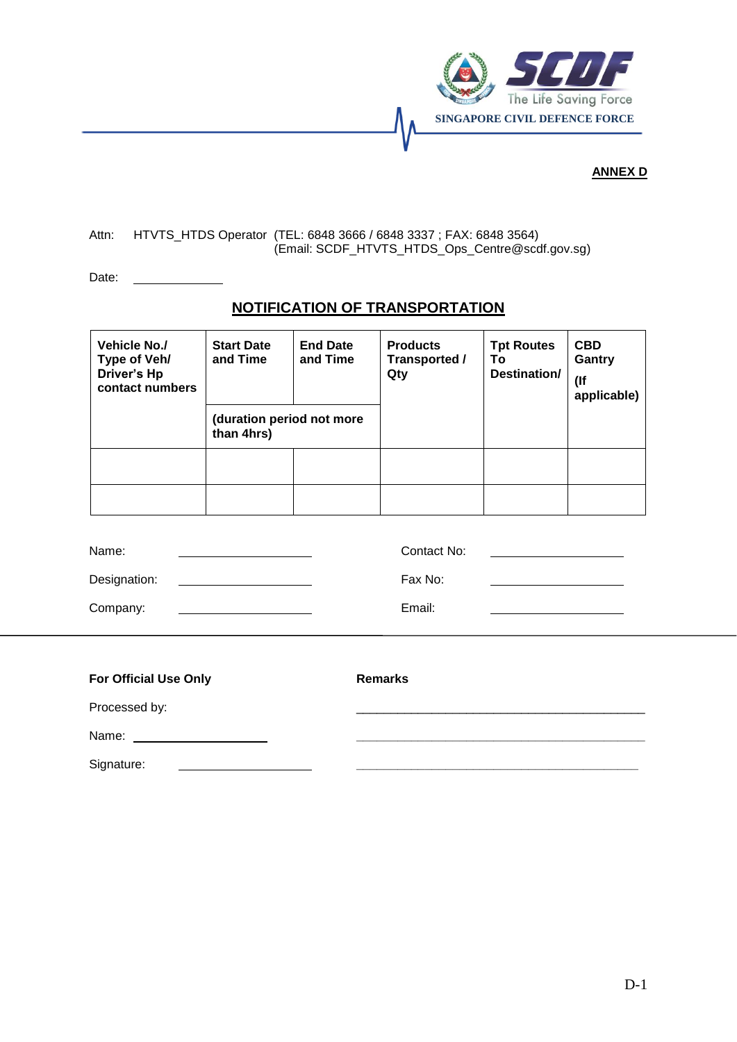SINGAPORE CIVIL DEFENCE FORCE

**ANNEX D**

Attn: HTVTS_HTDS Operator (TEL: 6848 3666 / 6848 3337 ; FAX: 6848 3564)
(Email: SCDF_HTVTS_HTDS_Ops_Centre@scdf.gov.sg)

Date: ____________

## NOTIFICATION OF TRANSPORTATION

| **Vehicle No./ Type of Veh/ Driver's Hp contact numbers** | **Start Date and Time** | **End Date and Time** | **Products Transported / Qty** | **Tpt Routes To Destination/** | **CBD Gantry (If applicable)** |
|---|---|---|---|---|---|
| | **(duration period not more than 4hrs)** | | | | |
| | | | | | |
| | | | | | |

Name: ____________________ Contact No: ____________________

Designation: ____________________ Fax No: ____________________

Company: ____________________ Email: ____________________

---

**For Official Use Only**

Processed by:

Name: ____________________

Signature: ____________________

**Remarks**

________________________________________

________________________________________

________________________________________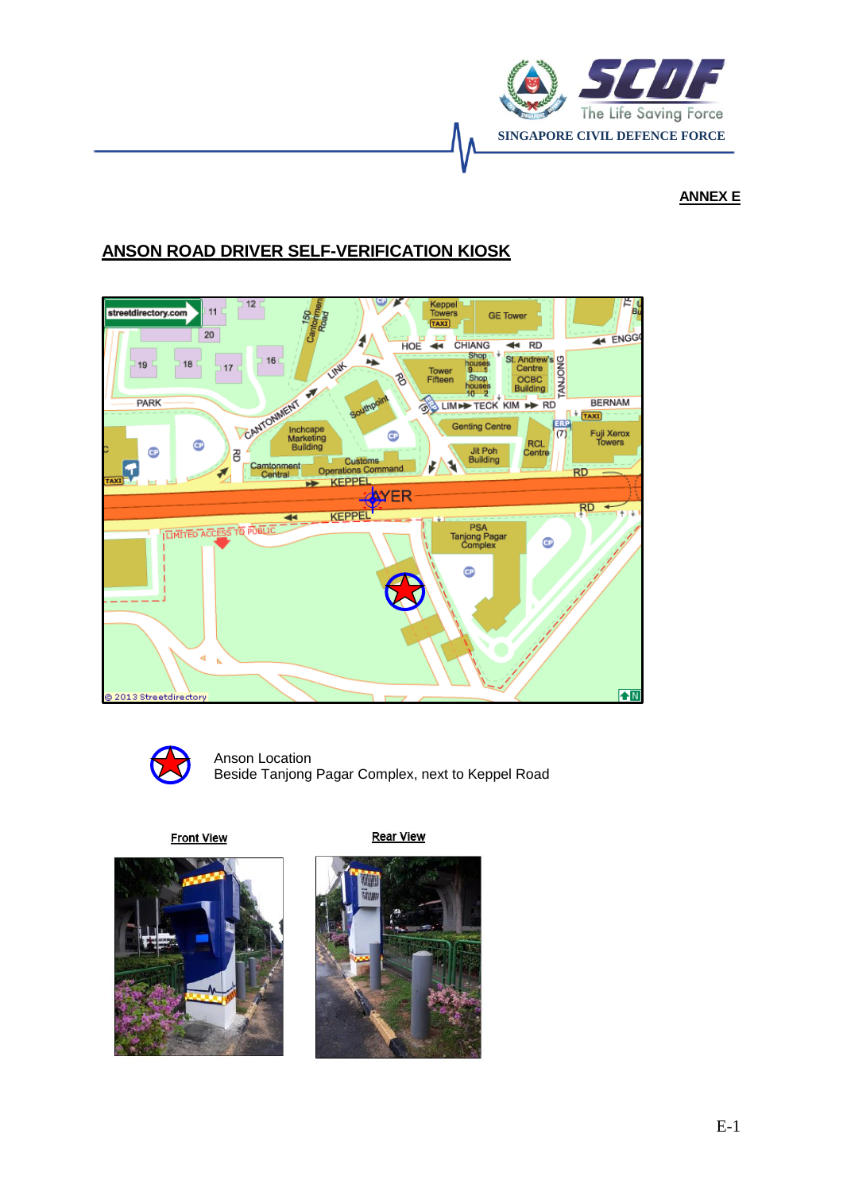**ANNEX E**

## ANSON ROAD DRIVER SELF-VERIFICATION KIOSK

Anson Location
Beside Tanjong Pagar Complex, next to Keppel Road

**Front View**

**Rear View**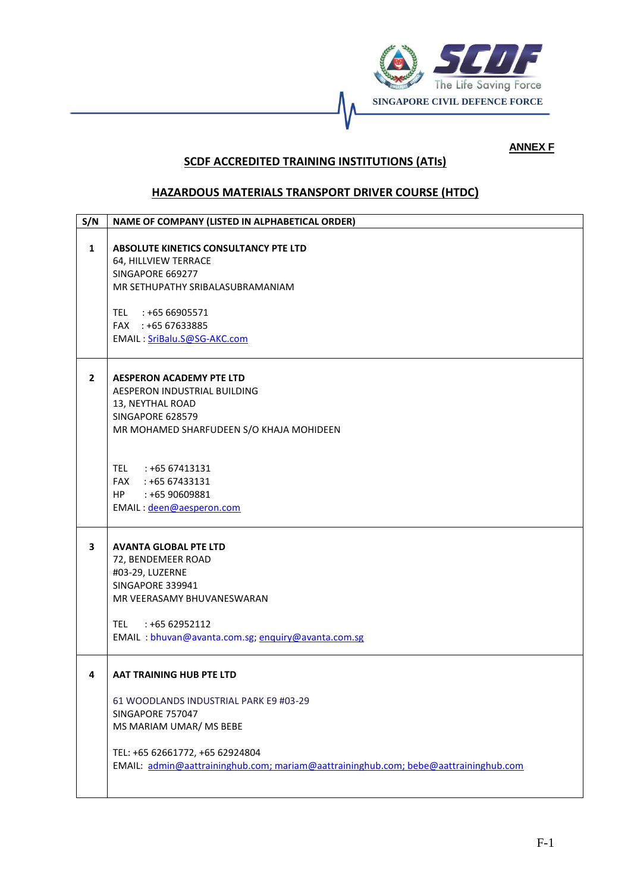**ANNEX F**

## SCDF ACCREDITED TRAINING INSTITUTIONS (ATIs)

## HAZARDOUS MATERIALS TRANSPORT DRIVER COURSE (HTDC)

| S/N | NAME OF COMPANY (LISTED IN ALPHABETICAL ORDER) |
|---|---|
| 1 | **ABSOLUTE KINETICS CONSULTANCY PTE LTD**<br>64, HILLVIEW TERRACE<br>SINGAPORE 669277<br>MR SETHUPATHY SRIBALASUBRAMANIAM<br><br>TEL : +65 66905571<br>FAX : +65 67633885<br>EMAIL : SriBalu.S@SG-AKC.com |
| 2 | **AESPERON ACADEMY PTE LTD**<br>AESPERON INDUSTRIAL BUILDING<br>13, NEYTHAL ROAD<br>SINGAPORE 628579<br>MR MOHAMED SHARFUDEEN S/O KHAJA MOHIDEEN<br><br>TEL : +65 67413131<br>FAX : +65 67433131<br>HP : +65 90609881<br>EMAIL : deen@aesperon.com |
| 3 | **AVANTA GLOBAL PTE LTD**<br>72, BENDEMEER ROAD<br>#03-29, LUZERNE<br>SINGAPORE 339941<br>MR VEERASAMY BHUVANESWARAN<br><br>TEL : +65 62952112<br>EMAIL : bhuvan@avanta.com.sg; enquiry@avanta.com.sg |
| 4 | **AAT TRAINING HUB PTE LTD**<br><br>61 WOODLANDS INDUSTRIAL PARK E9 #03-29<br>SINGAPORE 757047<br>MS MARIAM UMAR/ MS BEBE<br><br>TEL: +65 62661772, +65 62924804<br>EMAIL: admin@aattraininghub.com; mariam@aattraininghub.com; bebe@aattraininghub.com |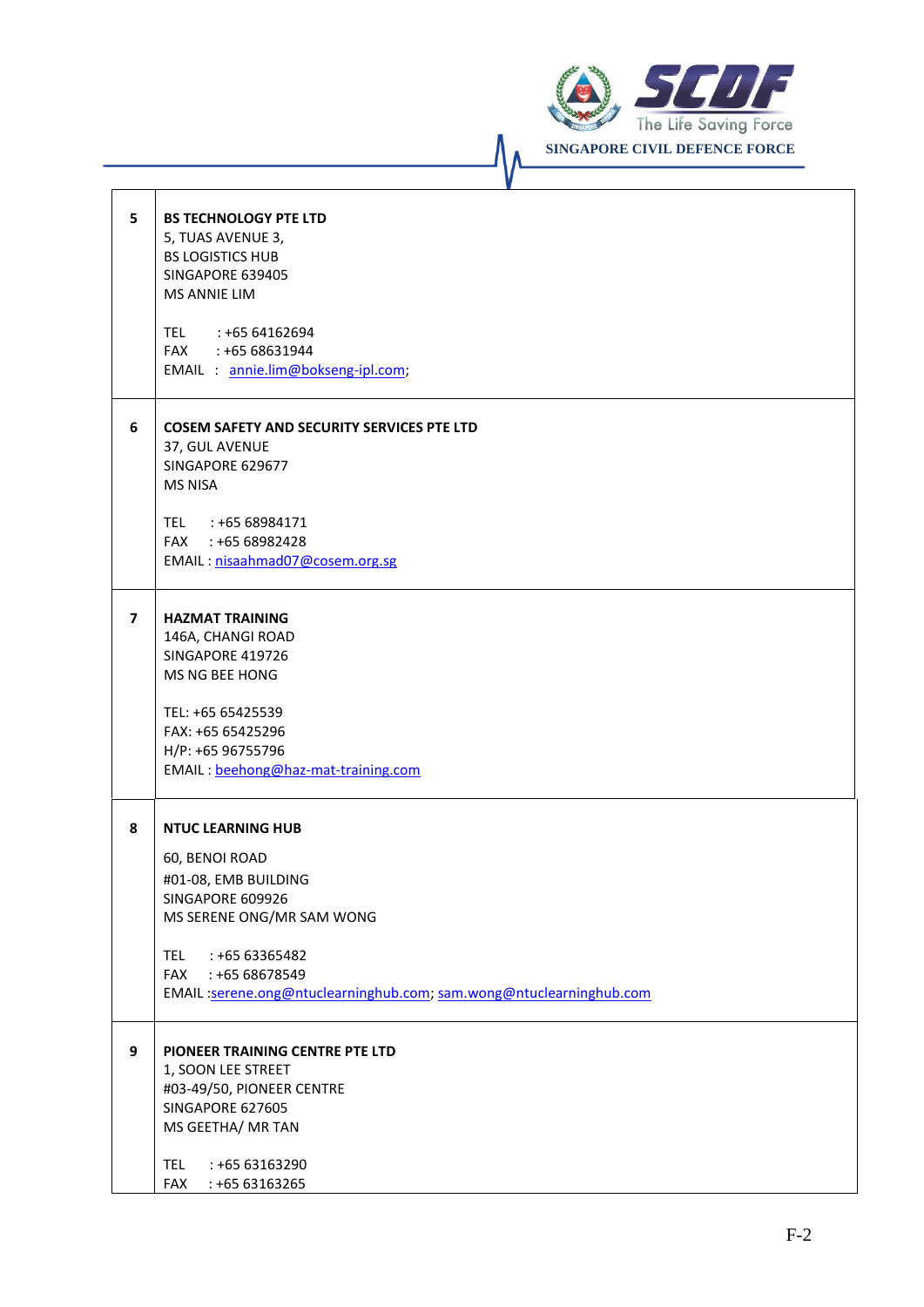| | |
|---|---|
| 5 | **BS TECHNOLOGY PTE LTD**<br>5, TUAS AVENUE 3,<br>BS LOGISTICS HUB<br>SINGAPORE 639405<br>MS ANNIE LIM<br><br>TEL : +65 64162694<br>FAX : +65 68631944<br>EMAIL : annie.lim@bokseng-ipl.com; |
| 6 | **COSEM SAFETY AND SECURITY SERVICES PTE LTD**<br>37, GUL AVENUE<br>SINGAPORE 629677<br>MS NISA<br><br>TEL : +65 68984171<br>FAX : +65 68982428<br>EMAIL : nisaahmad07@cosem.org.sg |
| 7 | **HAZMAT TRAINING**<br>146A, CHANGI ROAD<br>SINGAPORE 419726<br>MS NG BEE HONG<br><br>TEL: +65 65425539<br>FAX: +65 65425296<br>H/P: +65 96755796<br>EMAIL : beehong@haz-mat-training.com |
| 8 | **NTUC LEARNING HUB**<br><br>60, BENOI ROAD<br>#01-08, EMB BUILDING<br>SINGAPORE 609926<br>MS SERENE ONG/MR SAM WONG<br><br>TEL : +65 63365482<br>FAX : +65 68678549<br>EMAIL :serene.ong@ntuclearninghub.com; sam.wong@ntuclearninghub.com |
| 9 | **PIONEER TRAINING CENTRE PTE LTD**<br>1, SOON LEE STREET<br>#03-49/50, PIONEER CENTRE<br>SINGAPORE 627605<br>MS GEETHA/ MR TAN<br><br>TEL : +65 63163290<br>FAX : +65 63163265 |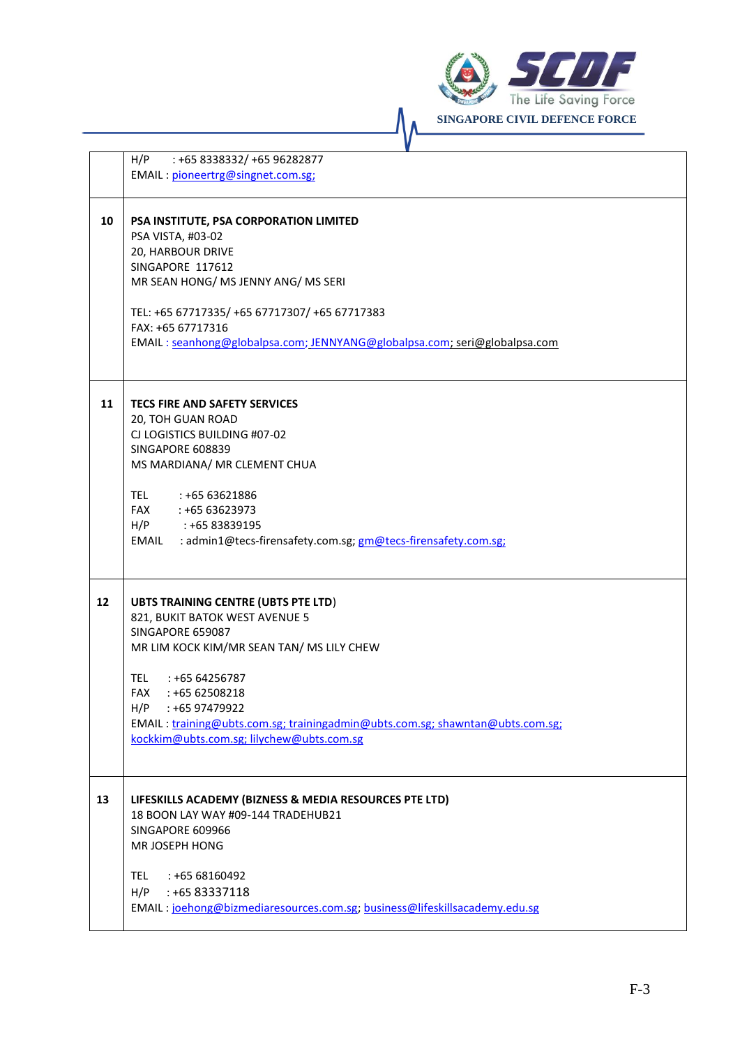| | |
|---|---|
| | H/P : +65 8338332/ +65 96282877<br>EMAIL : pioneertrg@singnet.com.sg; |
| 10 | **PSA INSTITUTE, PSA CORPORATION LIMITED**<br>PSA VISTA, #03-02<br>20, HARBOUR DRIVE<br>SINGAPORE 117612<br>MR SEAN HONG/ MS JENNY ANG/ MS SERI<br><br>TEL: +65 67717335/ +65 67717307/ +65 67717383<br>FAX: +65 67717316<br>EMAIL : seanhong@globalpsa.com; JENNYANG@globalpsa.com; seri@globalpsa.com |
| 11 | **TECS FIRE AND SAFETY SERVICES**<br>20, TOH GUAN ROAD<br>CJ LOGISTICS BUILDING #07-02<br>SINGAPORE 608839<br>MS MARDIANA/ MR CLEMENT CHUA<br><br>TEL : +65 63621886<br>FAX : +65 63623973<br>H/P : +65 83839195<br>EMAIL : admin1@tecs-firensafety.com.sg; gm@tecs-firensafety.com.sg; |
| 12 | **UBTS TRAINING CENTRE (UBTS PTE LTD**)<br>821, BUKIT BATOK WEST AVENUE 5<br>SINGAPORE 659087<br>MR LIM KOCK KIM/MR SEAN TAN/ MS LILY CHEW<br><br>TEL : +65 64256787<br>FAX : +65 62508218<br>H/P : +65 97479922<br>EMAIL : training@ubts.com.sg; trainingadmin@ubts.com.sg; shawntan@ubts.com.sg; kockkim@ubts.com.sg; lilychew@ubts.com.sg |
| 13 | **LIFESKILLS ACADEMY (BIZNESS & MEDIA RESOURCES PTE LTD)**<br>18 BOON LAY WAY #09-144 TRADEHUB21<br>SINGAPORE 609966<br>MR JOSEPH HONG<br><br>TEL : +65 68160492<br>H/P : +65 83337118<br>EMAIL : joehong@bizmediaresources.com.sg; business@lifeskillsacademy.edu.sg |